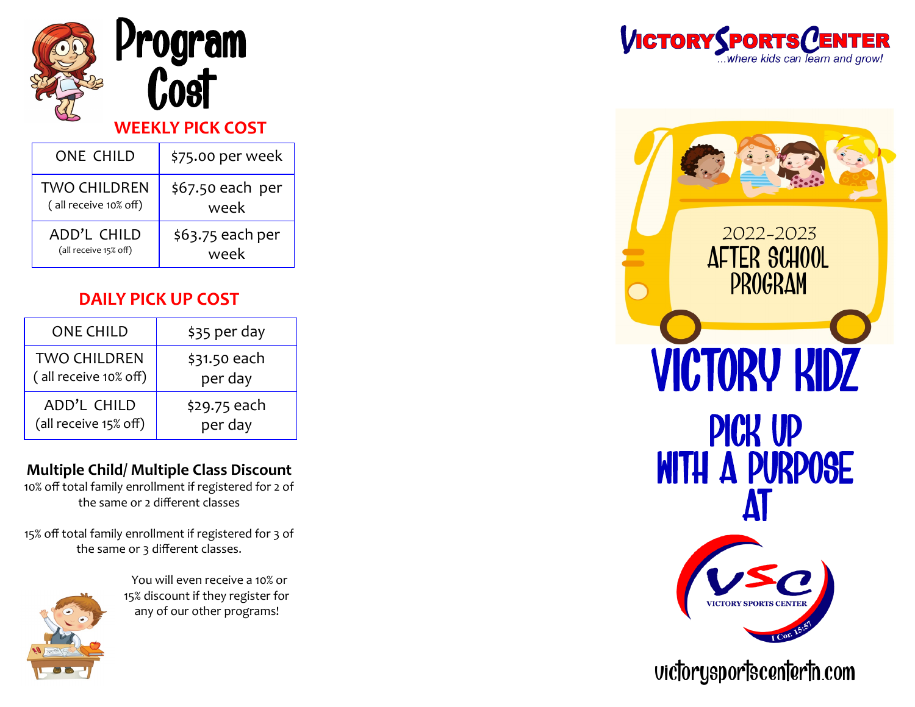# Program Cost

## WEEKLY PICK COST

| ONE CHILD | $75.00 per week |
|---|---|
| TWO CHILDREN ( all receive 10% off) | $67.50 each per week |
| ADD'L CHILD (all receive 15% off) | $63.75 each per week |

## DAILY PICK UP COST

| ONE CHILD | $35 per day |
|---|---|
| TWO CHILDREN ( all receive 10% off) | $31.50 each per day |
| ADD'L CHILD (all receive 15% off) | $29.75 each per day |

**Multiple Child/ Multiple Class Discount**

10% off total family enrollment if registered for 2 of the same or 2 different classes

15% off total family enrollment if registered for 3 of the same or 3 different classes.

You will even receive a 10% or 15% discount if they register for any of our other programs!

VICTORY SPORTS CENTER
...where kids can learn and grow!

2022-2023
AFTER SCHOOL PROGRAM

# VICTORY KIDZ

## PICK UP WITH A PURPOSE AT

VSC
VICTORY SPORTS CENTER
I Cor. 15:57

victorysportscentertn.com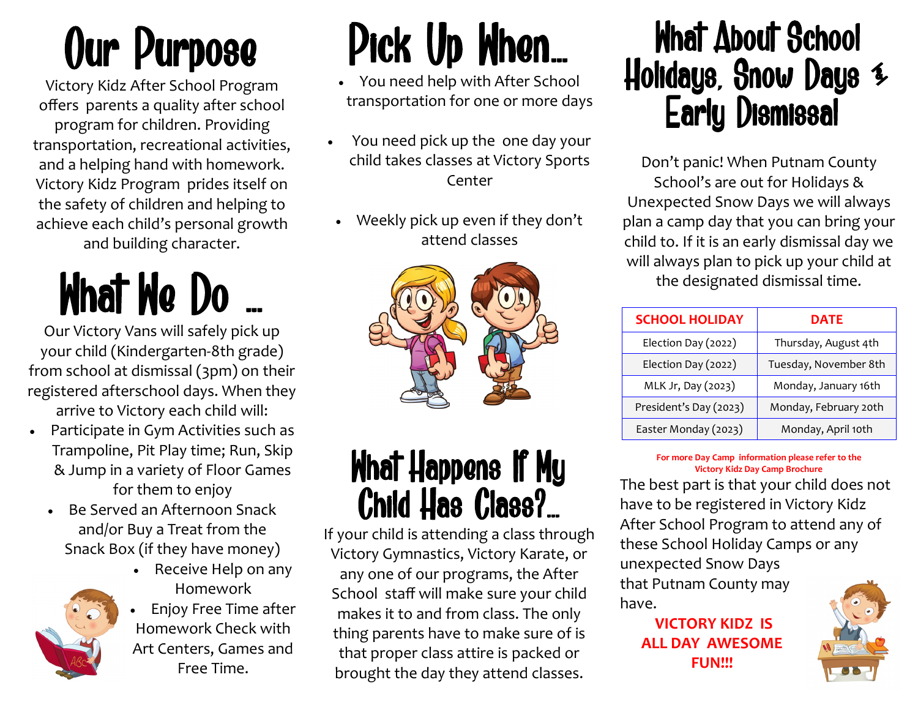# Our Purpose

Victory Kidz After School Program offers parents a quality after school program for children. Providing transportation, recreational activities, and a helping hand with homework. Victory Kidz Program prides itself on the safety of children and helping to achieve each child's personal growth and building character.

# What We Do ...

Our Victory Vans will safely pick up your child (Kindergarten-8th grade) from school at dismissal (3pm) on their registered afterschool days. When they arrive to Victory each child will:

- Participate in Gym Activities such as Trampoline, Pit Play time; Run, Skip & Jump in a variety of Floor Games for them to enjoy
- Be Served an Afternoon Snack and/or Buy a Treat from the Snack Box (if they have money)
- Receive Help on any Homework
- Enjoy Free Time after Homework Check with Art Centers, Games and Free Time.

# Pick Up When...

- You need help with After School transportation for one or more days
- You need pick up the one day your child takes classes at Victory Sports Center
- Weekly pick up even if they don't attend classes

# What Happens If My Child Has Class?...

If your child is attending a class through Victory Gymnastics, Victory Karate, or any one of our programs, the After School staff will make sure your child makes it to and from class. The only thing parents have to make sure of is that proper class attire is packed or brought the day they attend classes.

# What About School Holidays, Snow Days & Early Dismissal

Don't panic! When Putnam County School's are out for Holidays & Unexpected Snow Days we will always plan a camp day that you can bring your child to. If it is an early dismissal day we will always plan to pick up your child at the designated dismissal time.

| SCHOOL HOLIDAY | DATE |
| --- | --- |
| Election Day (2022) | Thursday, August 4th |
| Election Day (2022) | Tuesday, November 8th |
| MLK Jr, Day (2023) | Monday, January 16th |
| President's Day (2023) | Monday, February 20th |
| Easter Monday (2023) | Monday, April 10th |

**For more Day Camp information please refer to the Victory Kidz Day Camp Brochure**

The best part is that your child does not have to be registered in Victory Kidz After School Program to attend any of these School Holiday Camps or any unexpected Snow Days that Putnam County may have.

**VICTORY KIDZ IS ALL DAY AWESOME FUN!!!**